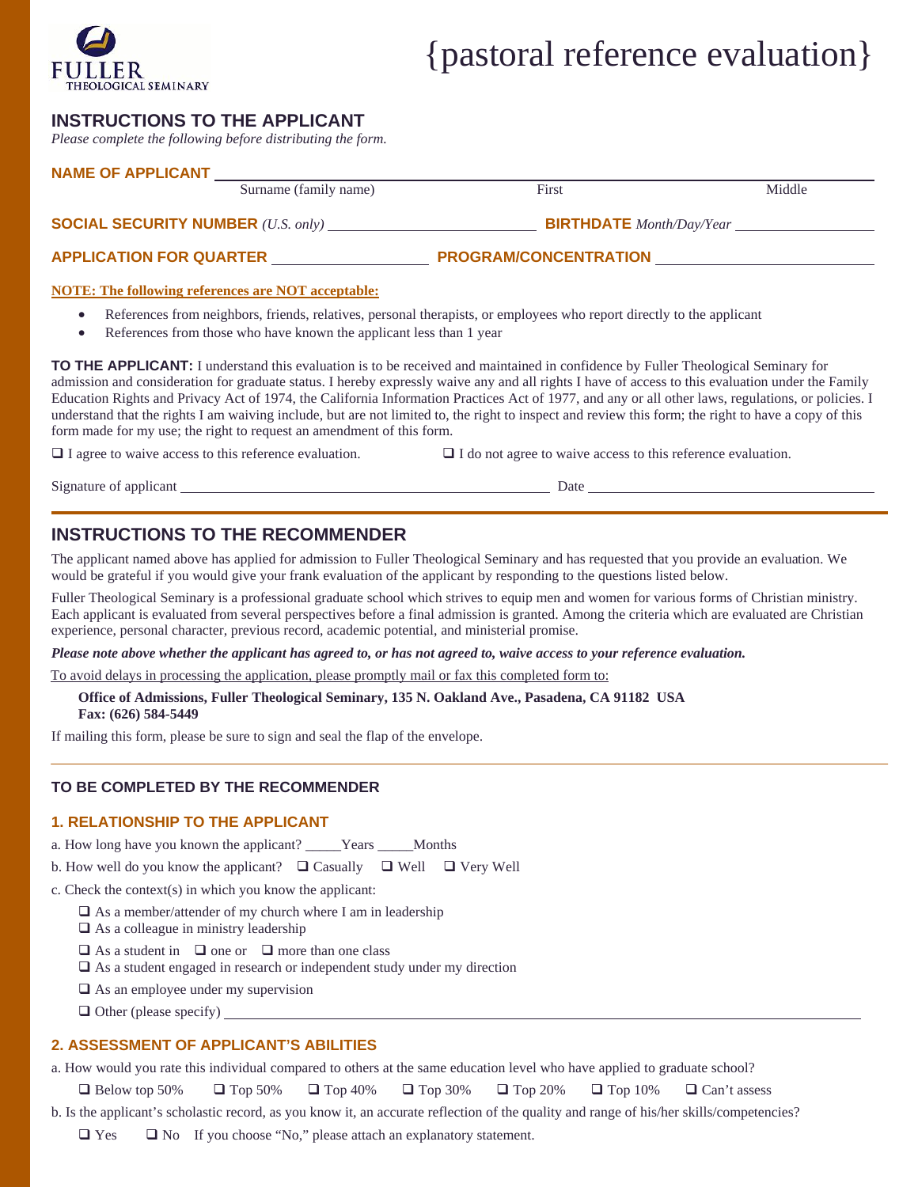FULLER THEOLOGICAL SEMINARY

# {pastoral reference evaluation}

## INSTRUCTIONS TO THE APPLICANT

*Please complete the following before distributing the form.*

**NAME OF APPLICANT** ______________________________________________
Surname (family name) First Middle

**SOCIAL SECURITY NUMBER** *(U.S. only)* ____________________ **BIRTHDATE** *Month/Day/Year* ____________________

**APPLICATION FOR QUARTER** ____________________ **PROGRAM/CONCENTRATION** ____________________

**NOTE: The following references are NOT acceptable:**

- References from neighbors, friends, relatives, personal therapists, or employees who report directly to the applicant
- References from those who have known the applicant less than 1 year

**TO THE APPLICANT:** I understand this evaluation is to be received and maintained in confidence by Fuller Theological Seminary for admission and consideration for graduate status. I hereby expressly waive any and all rights I have of access to this evaluation under the Family Education Rights and Privacy Act of 1974, the California Information Practices Act of 1977, and any or all other laws, regulations, or policies. I understand that the rights I am waiving include, but are not limited to, the right to inspect and review this form; the right to have a copy of this form made for my use; the right to request an amendment of this form.

❑ I agree to waive access to this reference evaluation. ❑ I do not agree to waive access to this reference evaluation.

Signature of applicant ______________________________ Date ____________________

## INSTRUCTIONS TO THE RECOMMENDER

The applicant named above has applied for admission to Fuller Theological Seminary and has requested that you provide an evaluation. We would be grateful if you would give your frank evaluation of the applicant by responding to the questions listed below.

Fuller Theological Seminary is a professional graduate school which strives to equip men and women for various forms of Christian ministry. Each applicant is evaluated from several perspectives before a final admission is granted. Among the criteria which are evaluated are Christian experience, personal character, previous record, academic potential, and ministerial promise.

***Please note above whether the applicant has agreed to, or has not agreed to, waive access to your reference evaluation.***

To avoid delays in processing the application, please promptly mail or fax this completed form to:

**Office of Admissions, Fuller Theological Seminary, 135 N. Oakland Ave., Pasadena, CA 91182 USA**
**Fax: (626) 584-5449**

If mailing this form, please be sure to sign and seal the flap of the envelope.

---

### TO BE COMPLETED BY THE RECOMMENDER

### 1. RELATIONSHIP TO THE APPLICANT

a. How long have you known the applicant? _____Years _____Months

b. How well do you know the applicant? ❑ Casually ❑ Well ❑ Very Well

c. Check the context(s) in which you know the applicant:

❑ As a member/attender of my church where I am in leadership
❑ As a colleague in ministry leadership
❑ As a student in ❑ one or ❑ more than one class
❑ As a student engaged in research or independent study under my direction
❑ As an employee under my supervision
❑ Other (please specify) ______________________________

### 2. ASSESSMENT OF APPLICANT'S ABILITIES

a. How would you rate this individual compared to others at the same education level who have applied to graduate school?

❑ Below top 50% ❑ Top 50% ❑ Top 40% ❑ Top 30% ❑ Top 20% ❑ Top 10% ❑ Can't assess

b. Is the applicant's scholastic record, as you know it, an accurate reflection of the quality and range of his/her skills/competencies?

❑ Yes ❑ No If you choose "No," please attach an explanatory statement.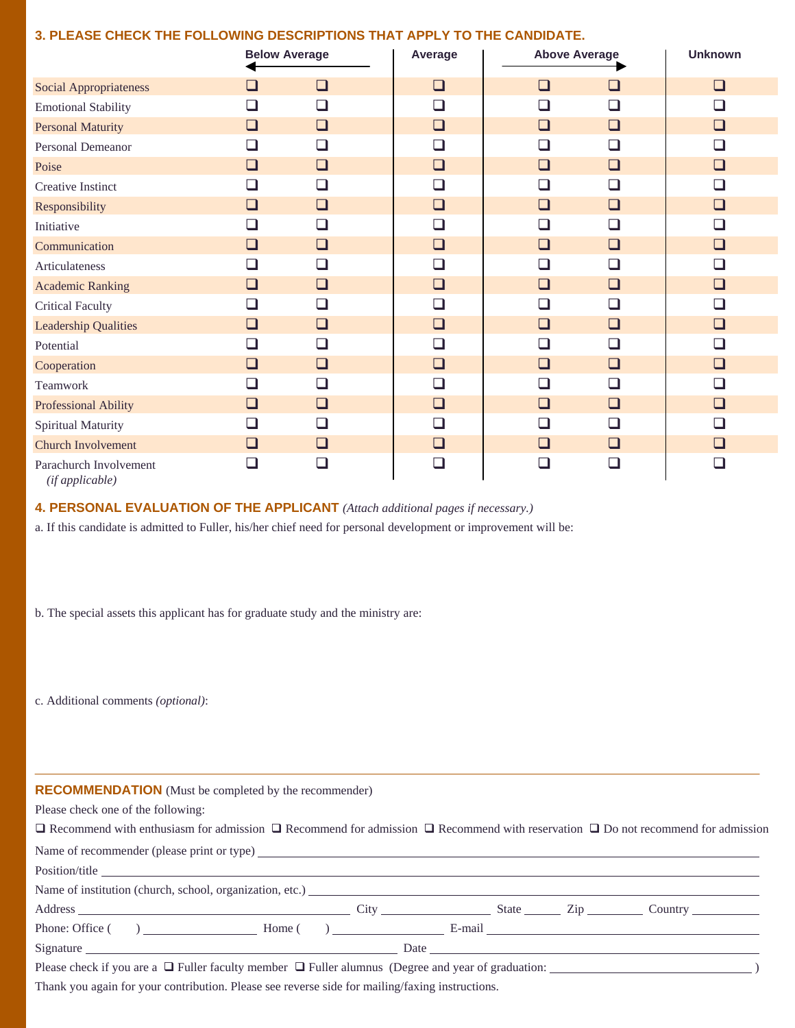## 3. PLEASE CHECK THE FOLLOWING DESCRIPTIONS THAT APPLY TO THE CANDIDATE.

| | Below Average | | Average | Above Average | | Unknown |
|---|---|---|---|---|---|---|
| Social Appropriateness | ❑ | ❑ | ❑ | ❑ | ❑ | ❑ |
| Emotional Stability | ❑ | ❑ | ❑ | ❑ | ❑ | ❑ |
| Personal Maturity | ❑ | ❑ | ❑ | ❑ | ❑ | ❑ |
| Personal Demeanor | ❑ | ❑ | ❑ | ❑ | ❑ | ❑ |
| Poise | ❑ | ❑ | ❑ | ❑ | ❑ | ❑ |
| Creative Instinct | ❑ | ❑ | ❑ | ❑ | ❑ | ❑ |
| Responsibility | ❑ | ❑ | ❑ | ❑ | ❑ | ❑ |
| Initiative | ❑ | ❑ | ❑ | ❑ | ❑ | ❑ |
| Communication | ❑ | ❑ | ❑ | ❑ | ❑ | ❑ |
| Articulateness | ❑ | ❑ | ❑ | ❑ | ❑ | ❑ |
| Academic Ranking | ❑ | ❑ | ❑ | ❑ | ❑ | ❑ |
| Critical Faculty | ❑ | ❑ | ❑ | ❑ | ❑ | ❑ |
| Leadership Qualities | ❑ | ❑ | ❑ | ❑ | ❑ | ❑ |
| Potential | ❑ | ❑ | ❑ | ❑ | ❑ | ❑ |
| Cooperation | ❑ | ❑ | ❑ | ❑ | ❑ | ❑ |
| Teamwork | ❑ | ❑ | ❑ | ❑ | ❑ | ❑ |
| Professional Ability | ❑ | ❑ | ❑ | ❑ | ❑ | ❑ |
| Spiritual Maturity | ❑ | ❑ | ❑ | ❑ | ❑ | ❑ |
| Church Involvement | ❑ | ❑ | ❑ | ❑ | ❑ | ❑ |
| Parachurch Involvement *(if applicable)* | ❑ | ❑ | ❑ | ❑ | ❑ | ❑ |

## 4. PERSONAL EVALUATION OF THE APPLICANT *(Attach additional pages if necessary.)*

a. If this candidate is admitted to Fuller, his/her chief need for personal development or improvement will be:

b. The special assets this applicant has for graduate study and the ministry are:

c. Additional comments *(optional)*:

---

**RECOMMENDATION** (Must be completed by the recommender)

Please check one of the following:

❑ Recommend with enthusiasm for admission ❑ Recommend for admission ❑ Recommend with reservation ❑ Do not recommend for admission

Name of recommender (please print or type) ____________________

Position/title ____________________

Name of institution (church, school, organization, etc.) ____________________

Address ____________________ City ____________ State ______ Zip ________ Country __________

Phone: Office (    ) ______________ Home (    ) ______________ E-mail ____________________

Signature ____________________ Date ____________________

Please check if you are a ❑ Fuller faculty member ❑ Fuller alumnus (Degree and year of graduation: ____________________ )

Thank you again for your contribution. Please see reverse side for mailing/faxing instructions.